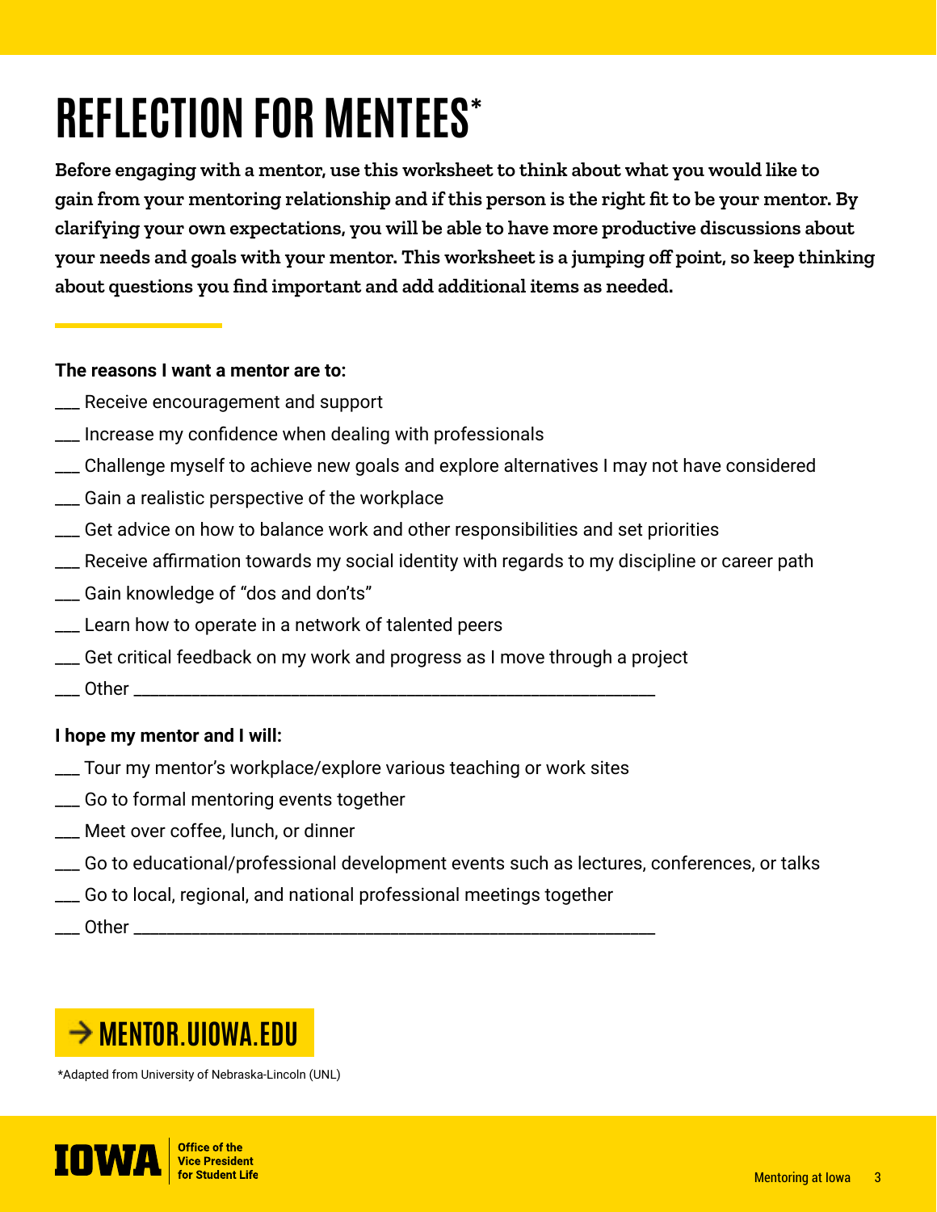# REFLECTION FOR MENTEES*

**Before engaging with a mentor, use this worksheet to think about what you would like to gain from your mentoring relationship and if this person is the right fit to be your mentor. By clarifying your own expectations, you will be able to have more productive discussions about your needs and goals with your mentor. This worksheet is a jumping off point, so keep thinking about questions you find important and add additional items as needed.**

**The reasons I want a mentor are to:**

___ Receive encouragement and support
___ Increase my confidence when dealing with professionals
___ Challenge myself to achieve new goals and explore alternatives I may not have considered
___ Gain a realistic perspective of the workplace
___ Get advice on how to balance work and other responsibilities and set priorities
___ Receive affirmation towards my social identity with regards to my discipline or career path
___ Gain knowledge of "dos and don'ts"
___ Learn how to operate in a network of talented peers
___ Get critical feedback on my work and progress as I move through a project
___ Other ____________________________________________________________

**I hope my mentor and I will:**

___ Tour my mentor's workplace/explore various teaching or work sites
___ Go to formal mentoring events together
___ Meet over coffee, lunch, or dinner
___ Go to educational/professional development events such as lectures, conferences, or talks
___ Go to local, regional, and national professional meetings together
___ Other ____________________________________________________________

→ MENTOR.UIOWA.EDU

*Adapted from University of Nebraska-Lincoln (UNL)

IOWA | Office of the Vice President for Student Life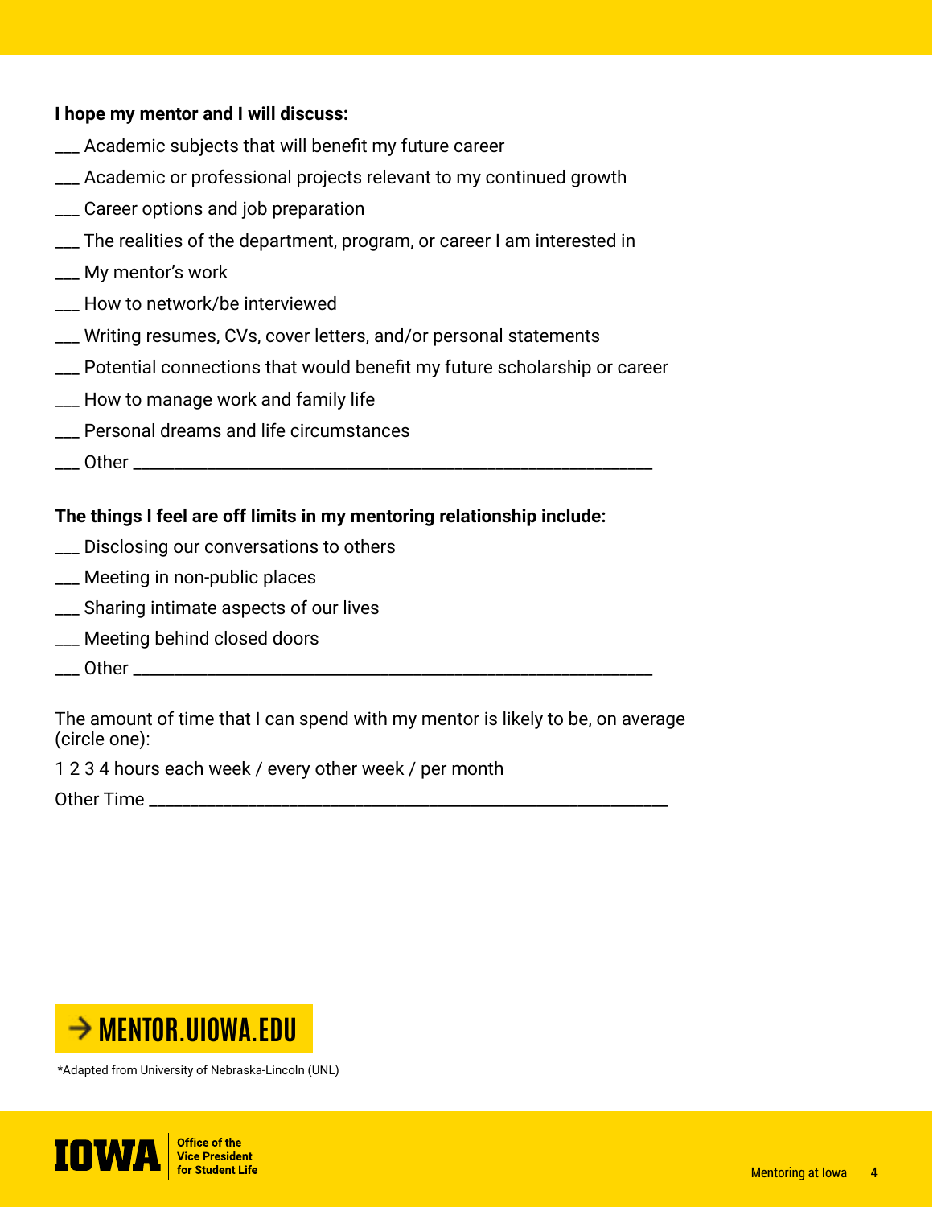**I hope my mentor and I will discuss:**

___ Academic subjects that will benefit my future career

___ Academic or professional projects relevant to my continued growth

___ Career options and job preparation

___ The realities of the department, program, or career I am interested in

___ My mentor's work

___ How to network/be interviewed

___ Writing resumes, CVs, cover letters, and/or personal statements

___ Potential connections that would benefit my future scholarship or career

___ How to manage work and family life

___ Personal dreams and life circumstances

___ Other ____________________________________________________________

**The things I feel are off limits in my mentoring relationship include:**

___ Disclosing our conversations to others

___ Meeting in non-public places

___ Sharing intimate aspects of our lives

___ Meeting behind closed doors

___ Other ____________________________________________________________

The amount of time that I can spend with my mentor is likely to be, on average (circle one):

1 2 3 4 hours each week / every other week / per month

Other Time ____________________________________________________________

→ MENTOR.UIOWA.EDU

*Adapted from University of Nebraska-Lincoln (UNL)

IOWA | Office of the Vice President for Student Life